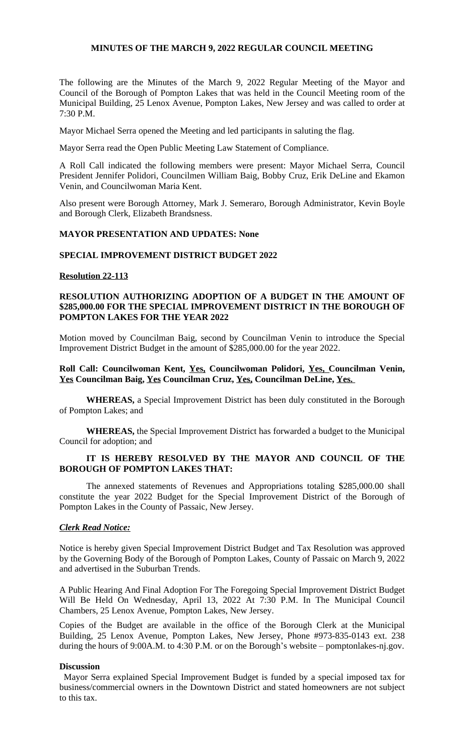# MINUTES OF THE MARCH 9, 2022 REGULAR COUNCIL MEETING

The following are the Minutes of the March 9, 2022 Regular Meeting of the Mayor and Council of the Borough of Pompton Lakes that was held in the Council Meeting room of the Municipal Building, 25 Lenox Avenue, Pompton Lakes, New Jersey and was called to order at 7:30 P.M.

Mayor Michael Serra opened the Meeting and led participants in saluting the flag.

Mayor Serra read the Open Public Meeting Law Statement of Compliance.

A Roll Call indicated the following members were present: Mayor Michael Serra, Council President Jennifer Polidori, Councilmen William Baig, Bobby Cruz, Erik DeLine and Ekamon Venin, and Councilwoman Maria Kent.

Also present were Borough Attorney, Mark J. Semeraro, Borough Administrator, Kevin Boyle and Borough Clerk, Elizabeth Brandsness.

**MAYOR PRESENTATION AND UPDATES: None**

**SPECIAL IMPROVEMENT DISTRICT BUDGET 2022**

**Resolution 22-113**

**RESOLUTION AUTHORIZING ADOPTION OF A BUDGET IN THE AMOUNT OF $285,000.00 FOR THE SPECIAL IMPROVEMENT DISTRICT IN THE BOROUGH OF POMPTON LAKES FOR THE YEAR 2022**

Motion moved by Councilman Baig, second by Councilman Venin to introduce the Special Improvement District Budget in the amount of $285,000.00 for the year 2022.

**Roll Call: Councilwoman Kent, Yes, Councilwoman Polidori, Yes, Councilman Venin, Yes Councilman Baig, Yes Councilman Cruz, Yes, Councilman DeLine, Yes.**

**WHEREAS,** a Special Improvement District has been duly constituted in the Borough of Pompton Lakes; and

**WHEREAS,** the Special Improvement District has forwarded a budget to the Municipal Council for adoption; and

**IT IS HEREBY RESOLVED BY THE MAYOR AND COUNCIL OF THE BOROUGH OF POMPTON LAKES THAT:**

The annexed statements of Revenues and Appropriations totaling $285,000.00 shall constitute the year 2022 Budget for the Special Improvement District of the Borough of Pompton Lakes in the County of Passaic, New Jersey.

***Clerk Read Notice:***

Notice is hereby given Special Improvement District Budget and Tax Resolution was approved by the Governing Body of the Borough of Pompton Lakes, County of Passaic on March 9, 2022 and advertised in the Suburban Trends.

A Public Hearing And Final Adoption For The Foregoing Special Improvement District Budget Will Be Held On Wednesday, April 13, 2022 At 7:30 P.M. In The Municipal Council Chambers, 25 Lenox Avenue, Pompton Lakes, New Jersey.

Copies of the Budget are available in the office of the Borough Clerk at the Municipal Building, 25 Lenox Avenue, Pompton Lakes, New Jersey, Phone #973-835-0143 ext. 238 during the hours of 9:00A.M. to 4:30 P.M. or on the Borough's website – pomptonlakes-nj.gov.

**Discussion**

Mayor Serra explained Special Improvement Budget is funded by a special imposed tax for business/commercial owners in the Downtown District and stated homeowners are not subject to this tax.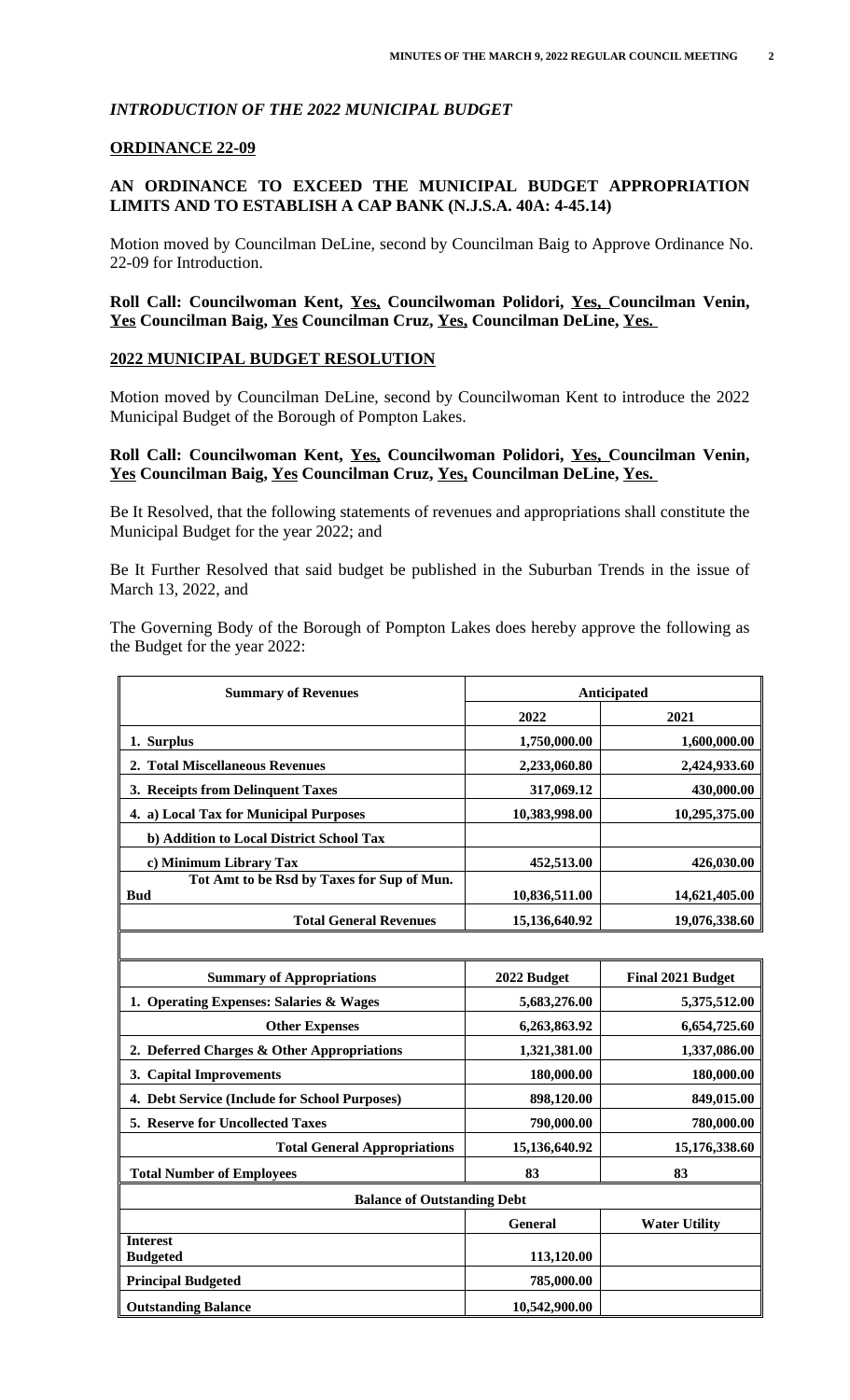*INTRODUCTION OF THE 2022 MUNICIPAL BUDGET*

**ORDINANCE 22-09**

**AN ORDINANCE TO EXCEED THE MUNICIPAL BUDGET APPROPRIATION LIMITS AND TO ESTABLISH A CAP BANK (N.J.S.A. 40A: 4-45.14)**

Motion moved by Councilman DeLine, second by Councilman Baig to Approve Ordinance No. 22-09 for Introduction.

**Roll Call: Councilwoman Kent, Yes, Councilwoman Polidori, Yes, Councilman Venin, Yes Councilman Baig, Yes Councilman Cruz, Yes, Councilman DeLine, Yes.**

**2022 MUNICIPAL BUDGET RESOLUTION**

Motion moved by Councilman DeLine, second by Councilwoman Kent to introduce the 2022 Municipal Budget of the Borough of Pompton Lakes.

**Roll Call: Councilwoman Kent, Yes, Councilwoman Polidori, Yes, Councilman Venin, Yes Councilman Baig, Yes Councilman Cruz, Yes, Councilman DeLine, Yes.**

Be It Resolved, that the following statements of revenues and appropriations shall constitute the Municipal Budget for the year 2022; and

Be It Further Resolved that said budget be published in the Suburban Trends in the issue of March 13, 2022, and

The Governing Body of the Borough of Pompton Lakes does hereby approve the following as the Budget for the year 2022:

| Summary of Revenues | Anticipated | |
|---|---|---|
| | 2022 | 2021 |
| 1. Surplus | 1,750,000.00 | 1,600,000.00 |
| 2. Total Miscellaneous Revenues | 2,233,060.80 | 2,424,933.60 |
| 3. Receipts from Delinquent Taxes | 317,069.12 | 430,000.00 |
| 4. a) Local Tax for Municipal Purposes | 10,383,998.00 | 10,295,375.00 |
| b) Addition to Local District School Tax | | |
| c) Minimum Library Tax | 452,513.00 | 426,030.00 |
| Tot Amt to be Rsd by Taxes for Sup of Mun. Bud | 10,836,511.00 | 14,621,405.00 |
| Total General Revenues | 15,136,640.92 | 19,076,338.60 |

| Summary of Appropriations | 2022 Budget | Final 2021 Budget |
|---|---|---|
| 1. Operating Expenses: Salaries & Wages | 5,683,276.00 | 5,375,512.00 |
| Other Expenses | 6,263,863.92 | 6,654,725.60 |
| 2. Deferred Charges & Other Appropriations | 1,321,381.00 | 1,337,086.00 |
| 3. Capital Improvements | 180,000.00 | 180,000.00 |
| 4. Debt Service (Include for School Purposes) | 898,120.00 | 849,015.00 |
| 5. Reserve for Uncollected Taxes | 790,000.00 | 780,000.00 |
| Total General Appropriations | 15,136,640.92 | 15,176,338.60 |
| Total Number of Employees | 83 | 83 |
| Balance of Outstanding Debt | | |
| | General | Water Utility |
| Interest Budgeted | 113,120.00 | |
| Principal Budgeted | 785,000.00 | |
| Outstanding Balance | 10,542,900.00 | |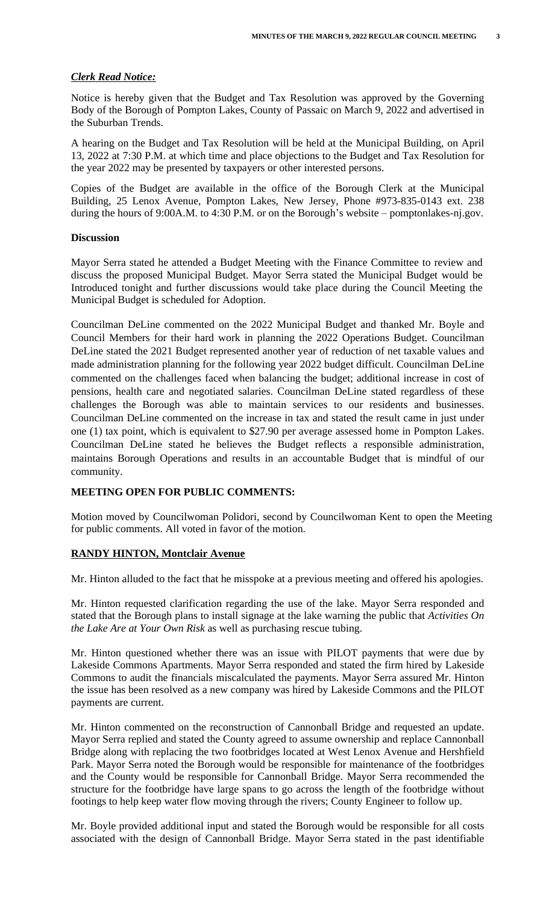***Clerk Read Notice:***

Notice is hereby given that the Budget and Tax Resolution was approved by the Governing Body of the Borough of Pompton Lakes, County of Passaic on March 9, 2022 and advertised in the Suburban Trends.

A hearing on the Budget and Tax Resolution will be held at the Municipal Building, on April 13, 2022 at 7:30 P.M. at which time and place objections to the Budget and Tax Resolution for the year 2022 may be presented by taxpayers or other interested persons.

Copies of the Budget are available in the office of the Borough Clerk at the Municipal Building, 25 Lenox Avenue, Pompton Lakes, New Jersey, Phone #973-835-0143 ext. 238 during the hours of 9:00A.M. to 4:30 P.M. or on the Borough's website – pomptonlakes-nj.gov.

**Discussion**

Mayor Serra stated he attended a Budget Meeting with the Finance Committee to review and discuss the proposed Municipal Budget. Mayor Serra stated the Municipal Budget would be Introduced tonight and further discussions would take place during the Council Meeting the Municipal Budget is scheduled for Adoption.

Councilman DeLine commented on the 2022 Municipal Budget and thanked Mr. Boyle and Council Members for their hard work in planning the 2022 Operations Budget. Councilman DeLine stated the 2021 Budget represented another year of reduction of net taxable values and made administration planning for the following year 2022 budget difficult. Councilman DeLine commented on the challenges faced when balancing the budget; additional increase in cost of pensions, health care and negotiated salaries. Councilman DeLine stated regardless of these challenges the Borough was able to maintain services to our residents and businesses. Councilman DeLine commented on the increase in tax and stated the result came in just under one (1) tax point, which is equivalent to $27.90 per average assessed home in Pompton Lakes. Councilman DeLine stated he believes the Budget reflects a responsible administration, maintains Borough Operations and results in an accountable Budget that is mindful of our community.

**MEETING OPEN FOR PUBLIC COMMENTS:**

Motion moved by Councilwoman Polidori, second by Councilwoman Kent to open the Meeting for public comments. All voted in favor of the motion.

**RANDY HINTON, Montclair Avenue**

Mr. Hinton alluded to the fact that he misspoke at a previous meeting and offered his apologies.

Mr. Hinton requested clarification regarding the use of the lake. Mayor Serra responded and stated that the Borough plans to install signage at the lake warning the public that *Activities On the Lake Are at Your Own Risk* as well as purchasing rescue tubing.

Mr. Hinton questioned whether there was an issue with PILOT payments that were due by Lakeside Commons Apartments. Mayor Serra responded and stated the firm hired by Lakeside Commons to audit the financials miscalculated the payments. Mayor Serra assured Mr. Hinton the issue has been resolved as a new company was hired by Lakeside Commons and the PILOT payments are current.

Mr. Hinton commented on the reconstruction of Cannonball Bridge and requested an update. Mayor Serra replied and stated the County agreed to assume ownership and replace Cannonball Bridge along with replacing the two footbridges located at West Lenox Avenue and Hershfield Park. Mayor Serra noted the Borough would be responsible for maintenance of the footbridges and the County would be responsible for Cannonball Bridge. Mayor Serra recommended the structure for the footbridge have large spans to go across the length of the footbridge without footings to help keep water flow moving through the rivers; County Engineer to follow up.

Mr. Boyle provided additional input and stated the Borough would be responsible for all costs associated with the design of Cannonball Bridge. Mayor Serra stated in the past identifiable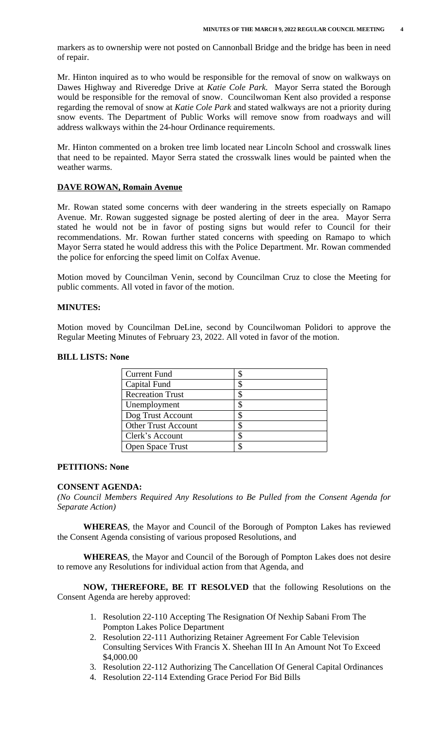markers as to ownership were not posted on Cannonball Bridge and the bridge has been in need of repair.

Mr. Hinton inquired as to who would be responsible for the removal of snow on walkways on Dawes Highway and Riveredge Drive at *Katie Cole Park.* Mayor Serra stated the Borough would be responsible for the removal of snow. Councilwoman Kent also provided a response regarding the removal of snow at *Katie Cole Park* and stated walkways are not a priority during snow events. The Department of Public Works will remove snow from roadways and will address walkways within the 24-hour Ordinance requirements.

Mr. Hinton commented on a broken tree limb located near Lincoln School and crosswalk lines that need to be repainted. Mayor Serra stated the crosswalk lines would be painted when the weather warms.

**DAVE ROWAN, Romain Avenue**

Mr. Rowan stated some concerns with deer wandering in the streets especially on Ramapo Avenue. Mr. Rowan suggested signage be posted alerting of deer in the area. Mayor Serra stated he would not be in favor of posting signs but would refer to Council for their recommendations. Mr. Rowan further stated concerns with speeding on Ramapo to which Mayor Serra stated he would address this with the Police Department. Mr. Rowan commended the police for enforcing the speed limit on Colfax Avenue.

Motion moved by Councilman Venin, second by Councilman Cruz to close the Meeting for public comments. All voted in favor of the motion.

**MINUTES:**

Motion moved by Councilman DeLine, second by Councilwoman Polidori to approve the Regular Meeting Minutes of February 23, 2022. All voted in favor of the motion.

**BILL LISTS: None**

| Current Fund | $ |
|---|---|
| Capital Fund | $ |
| Recreation Trust | $ |
| Unemployment | $ |
| Dog Trust Account | $ |
| Other Trust Account | $ |
| Clerk's Account | $ |
| Open Space Trust | $ |

**PETITIONS: None**

**CONSENT AGENDA:**

*(No Council Members Required Any Resolutions to Be Pulled from the Consent Agenda for Separate Action)*

**WHEREAS**, the Mayor and Council of the Borough of Pompton Lakes has reviewed the Consent Agenda consisting of various proposed Resolutions, and

**WHEREAS**, the Mayor and Council of the Borough of Pompton Lakes does not desire to remove any Resolutions for individual action from that Agenda, and

**NOW, THEREFORE, BE IT RESOLVED** that the following Resolutions on the Consent Agenda are hereby approved:

1. Resolution 22-110 Accepting The Resignation Of Nexhip Sabani From The Pompton Lakes Police Department
2. Resolution 22-111 Authorizing Retainer Agreement For Cable Television Consulting Services With Francis X. Sheehan III In An Amount Not To Exceed $4,000.00
3. Resolution 22-112 Authorizing The Cancellation Of General Capital Ordinances
4. Resolution 22-114 Extending Grace Period For Bid Bills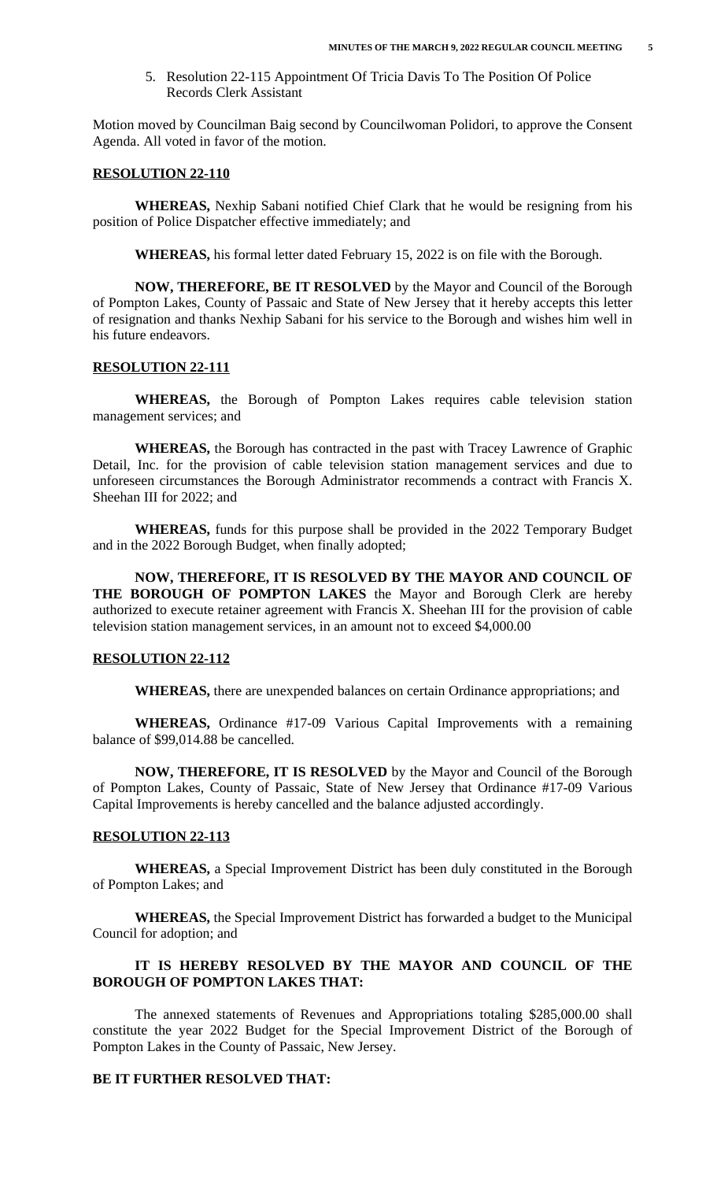5. Resolution 22-115 Appointment Of Tricia Davis To The Position Of Police Records Clerk Assistant

Motion moved by Councilman Baig second by Councilwoman Polidori, to approve the Consent Agenda. All voted in favor of the motion.

**RESOLUTION 22-110**

**WHEREAS,** Nexhip Sabani notified Chief Clark that he would be resigning from his position of Police Dispatcher effective immediately; and

**WHEREAS,** his formal letter dated February 15, 2022 is on file with the Borough.

**NOW, THEREFORE, BE IT RESOLVED** by the Mayor and Council of the Borough of Pompton Lakes, County of Passaic and State of New Jersey that it hereby accepts this letter of resignation and thanks Nexhip Sabani for his service to the Borough and wishes him well in his future endeavors.

**RESOLUTION 22-111**

**WHEREAS,** the Borough of Pompton Lakes requires cable television station management services; and

**WHEREAS,** the Borough has contracted in the past with Tracey Lawrence of Graphic Detail, Inc. for the provision of cable television station management services and due to unforeseen circumstances the Borough Administrator recommends a contract with Francis X. Sheehan III for 2022; and

**WHEREAS,** funds for this purpose shall be provided in the 2022 Temporary Budget and in the 2022 Borough Budget, when finally adopted;

**NOW, THEREFORE, IT IS RESOLVED BY THE MAYOR AND COUNCIL OF THE BOROUGH OF POMPTON LAKES** the Mayor and Borough Clerk are hereby authorized to execute retainer agreement with Francis X. Sheehan III for the provision of cable television station management services, in an amount not to exceed $4,000.00

**RESOLUTION 22-112**

**WHEREAS,** there are unexpended balances on certain Ordinance appropriations; and

**WHEREAS,** Ordinance #17-09 Various Capital Improvements with a remaining balance of $99,014.88 be cancelled.

**NOW, THEREFORE, IT IS RESOLVED** by the Mayor and Council of the Borough of Pompton Lakes, County of Passaic, State of New Jersey that Ordinance #17-09 Various Capital Improvements is hereby cancelled and the balance adjusted accordingly.

**RESOLUTION 22-113**

**WHEREAS,** a Special Improvement District has been duly constituted in the Borough of Pompton Lakes; and

**WHEREAS,** the Special Improvement District has forwarded a budget to the Municipal Council for adoption; and

**IT IS HEREBY RESOLVED BY THE MAYOR AND COUNCIL OF THE BOROUGH OF POMPTON LAKES THAT:**

The annexed statements of Revenues and Appropriations totaling $285,000.00 shall constitute the year 2022 Budget for the Special Improvement District of the Borough of Pompton Lakes in the County of Passaic, New Jersey.

**BE IT FURTHER RESOLVED THAT:**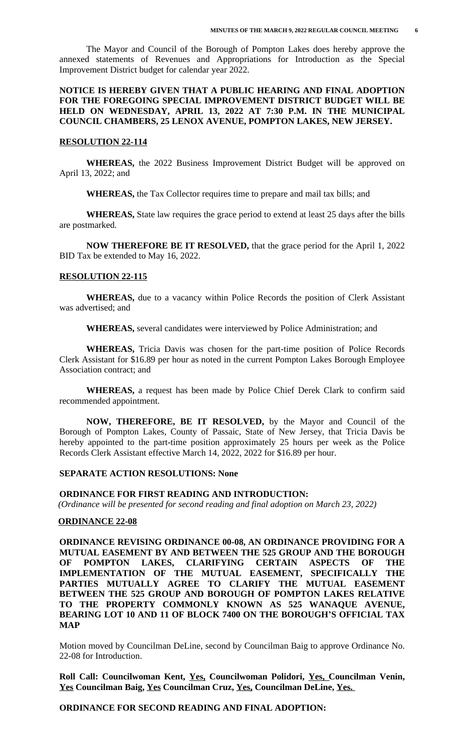The Mayor and Council of the Borough of Pompton Lakes does hereby approve the annexed statements of Revenues and Appropriations for Introduction as the Special Improvement District budget for calendar year 2022.

**NOTICE IS HEREBY GIVEN THAT A PUBLIC HEARING AND FINAL ADOPTION FOR THE FOREGOING SPECIAL IMPROVEMENT DISTRICT BUDGET WILL BE HELD ON WEDNESDAY, APRIL 13, 2022 AT 7:30 P.M. IN THE MUNICIPAL COUNCIL CHAMBERS, 25 LENOX AVENUE, POMPTON LAKES, NEW JERSEY.**

**RESOLUTION 22-114**

**WHEREAS,** the 2022 Business Improvement District Budget will be approved on April 13, 2022; and

**WHEREAS,** the Tax Collector requires time to prepare and mail tax bills; and

**WHEREAS,** State law requires the grace period to extend at least 25 days after the bills are postmarked.

**NOW THEREFORE BE IT RESOLVED,** that the grace period for the April 1, 2022 BID Tax be extended to May 16, 2022.

**RESOLUTION 22-115**

**WHEREAS,** due to a vacancy within Police Records the position of Clerk Assistant was advertised; and

**WHEREAS,** several candidates were interviewed by Police Administration; and

**WHEREAS,** Tricia Davis was chosen for the part-time position of Police Records Clerk Assistant for $16.89 per hour as noted in the current Pompton Lakes Borough Employee Association contract; and

**WHEREAS,** a request has been made by Police Chief Derek Clark to confirm said recommended appointment.

**NOW, THEREFORE, BE IT RESOLVED,** by the Mayor and Council of the Borough of Pompton Lakes, County of Passaic, State of New Jersey, that Tricia Davis be hereby appointed to the part-time position approximately 25 hours per week as the Police Records Clerk Assistant effective March 14, 2022, 2022 for $16.89 per hour.

**SEPARATE ACTION RESOLUTIONS: None**

**ORDINANCE FOR FIRST READING AND INTRODUCTION:**
*(Ordinance will be presented for second reading and final adoption on March 23, 2022)*

**ORDINANCE 22-08**

**ORDINANCE REVISING ORDINANCE 00-08, AN ORDINANCE PROVIDING FOR A MUTUAL EASEMENT BY AND BETWEEN THE 525 GROUP AND THE BOROUGH OF POMPTON LAKES, CLARIFYING CERTAIN ASPECTS OF THE IMPLEMENTATION OF THE MUTUAL EASEMENT, SPECIFICALLY THE PARTIES MUTUALLY AGREE TO CLARIFY THE MUTUAL EASEMENT BETWEEN THE 525 GROUP AND BOROUGH OF POMPTON LAKES RELATIVE TO THE PROPERTY COMMONLY KNOWN AS 525 WANAQUE AVENUE, BEARING LOT 10 AND 11 OF BLOCK 7400 ON THE BOROUGH'S OFFICIAL TAX MAP**

Motion moved by Councilman DeLine, second by Councilman Baig to approve Ordinance No. 22-08 for Introduction.

**Roll Call: Councilwoman Kent, Yes, Councilwoman Polidori, Yes, Councilman Venin, Yes Councilman Baig, Yes Councilman Cruz, Yes, Councilman DeLine, Yes.**

**ORDINANCE FOR SECOND READING AND FINAL ADOPTION:**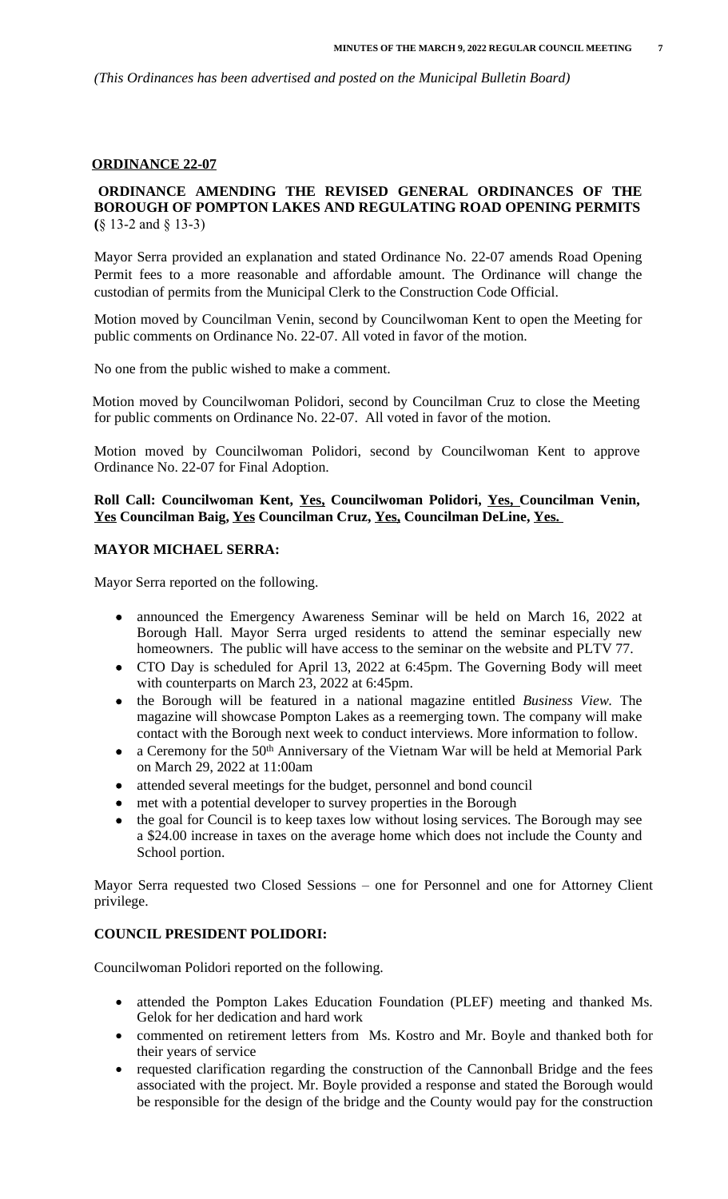*(This Ordinances has been advertised and posted on the Municipal Bulletin Board)*

**ORDINANCE 22-07**

**ORDINANCE AMENDING THE REVISED GENERAL ORDINANCES OF THE BOROUGH OF POMPTON LAKES AND REGULATING ROAD OPENING PERMITS (**§ 13-2 and § 13-3)

Mayor Serra provided an explanation and stated Ordinance No. 22-07 amends Road Opening Permit fees to a more reasonable and affordable amount. The Ordinance will change the custodian of permits from the Municipal Clerk to the Construction Code Official.

Motion moved by Councilman Venin, second by Councilwoman Kent to open the Meeting for public comments on Ordinance No. 22-07. All voted in favor of the motion.

No one from the public wished to make a comment.

Motion moved by Councilwoman Polidori, second by Councilman Cruz to close the Meeting for public comments on Ordinance No. 22-07. All voted in favor of the motion.

Motion moved by Councilwoman Polidori, second by Councilwoman Kent to approve Ordinance No. 22-07 for Final Adoption.

**Roll Call: Councilwoman Kent, Yes, Councilwoman Polidori, Yes, Councilman Venin, Yes Councilman Baig, Yes Councilman Cruz, Yes, Councilman DeLine, Yes.**

**MAYOR MICHAEL SERRA:**

Mayor Serra reported on the following.

- announced the Emergency Awareness Seminar will be held on March 16, 2022 at Borough Hall. Mayor Serra urged residents to attend the seminar especially new homeowners. The public will have access to the seminar on the website and PLTV 77.
- CTO Day is scheduled for April 13, 2022 at 6:45pm. The Governing Body will meet with counterparts on March 23, 2022 at 6:45pm.
- the Borough will be featured in a national magazine entitled *Business View.* The magazine will showcase Pompton Lakes as a reemerging town. The company will make contact with the Borough next week to conduct interviews. More information to follow.
- a Ceremony for the 50th Anniversary of the Vietnam War will be held at Memorial Park on March 29, 2022 at 11:00am
- attended several meetings for the budget, personnel and bond council
- met with a potential developer to survey properties in the Borough
- the goal for Council is to keep taxes low without losing services. The Borough may see a $24.00 increase in taxes on the average home which does not include the County and School portion.

Mayor Serra requested two Closed Sessions – one for Personnel and one for Attorney Client privilege.

**COUNCIL PRESIDENT POLIDORI:**

Councilwoman Polidori reported on the following.

- attended the Pompton Lakes Education Foundation (PLEF) meeting and thanked Ms. Gelok for her dedication and hard work
- commented on retirement letters from Ms. Kostro and Mr. Boyle and thanked both for their years of service
- requested clarification regarding the construction of the Cannonball Bridge and the fees associated with the project. Mr. Boyle provided a response and stated the Borough would be responsible for the design of the bridge and the County would pay for the construction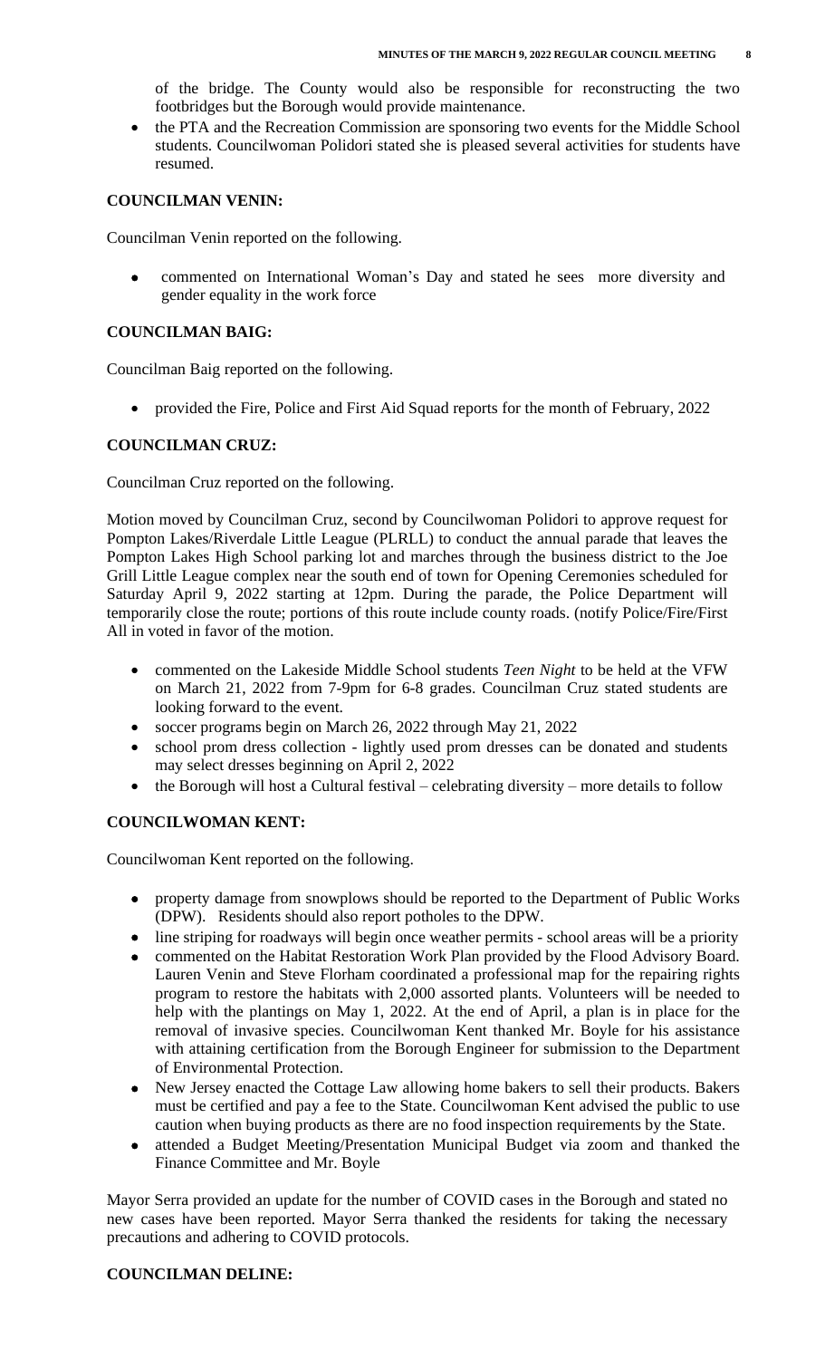of the bridge. The County would also be responsible for reconstructing the two footbridges but the Borough would provide maintenance.

- the PTA and the Recreation Commission are sponsoring two events for the Middle School students. Councilwoman Polidori stated she is pleased several activities for students have resumed.

**COUNCILMAN VENIN:**

Councilman Venin reported on the following.

- commented on International Woman's Day and stated he sees more diversity and gender equality in the work force

**COUNCILMAN BAIG:**

Councilman Baig reported on the following.

- provided the Fire, Police and First Aid Squad reports for the month of February, 2022

**COUNCILMAN CRUZ:**

Councilman Cruz reported on the following.

Motion moved by Councilman Cruz, second by Councilwoman Polidori to approve request for Pompton Lakes/Riverdale Little League (PLRLL) to conduct the annual parade that leaves the Pompton Lakes High School parking lot and marches through the business district to the Joe Grill Little League complex near the south end of town for Opening Ceremonies scheduled for Saturday April 9, 2022 starting at 12pm. During the parade, the Police Department will temporarily close the route; portions of this route include county roads. (notify Police/Fire/First All in voted in favor of the motion.

- commented on the Lakeside Middle School students *Teen Night* to be held at the VFW on March 21, 2022 from 7-9pm for 6-8 grades. Councilman Cruz stated students are looking forward to the event.
- soccer programs begin on March 26, 2022 through May 21, 2022
- school prom dress collection - lightly used prom dresses can be donated and students may select dresses beginning on April 2, 2022
- the Borough will host a Cultural festival – celebrating diversity – more details to follow

**COUNCILWOMAN KENT:**

Councilwoman Kent reported on the following.

- property damage from snowplows should be reported to the Department of Public Works (DPW). Residents should also report potholes to the DPW.
- line striping for roadways will begin once weather permits - school areas will be a priority
- commented on the Habitat Restoration Work Plan provided by the Flood Advisory Board. Lauren Venin and Steve Florham coordinated a professional map for the repairing rights program to restore the habitats with 2,000 assorted plants. Volunteers will be needed to help with the plantings on May 1, 2022. At the end of April, a plan is in place for the removal of invasive species. Councilwoman Kent thanked Mr. Boyle for his assistance with attaining certification from the Borough Engineer for submission to the Department of Environmental Protection.
- New Jersey enacted the Cottage Law allowing home bakers to sell their products. Bakers must be certified and pay a fee to the State. Councilwoman Kent advised the public to use caution when buying products as there are no food inspection requirements by the State.
- attended a Budget Meeting/Presentation Municipal Budget via zoom and thanked the Finance Committee and Mr. Boyle

Mayor Serra provided an update for the number of COVID cases in the Borough and stated no new cases have been reported. Mayor Serra thanked the residents for taking the necessary precautions and adhering to COVID protocols.

**COUNCILMAN DELINE:**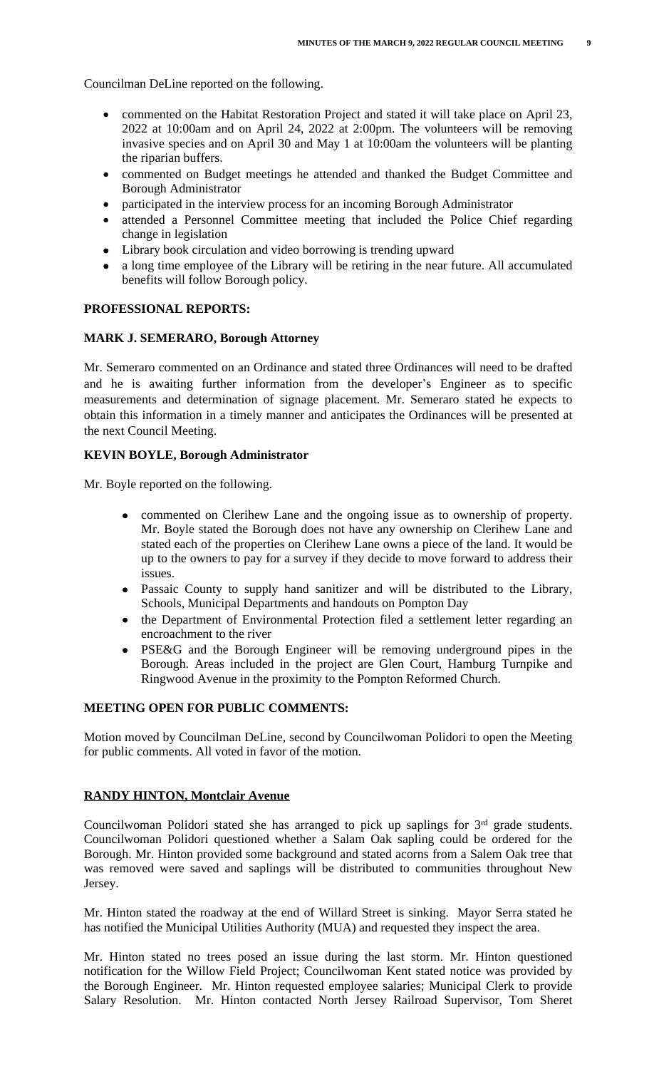Councilman DeLine reported on the following.

- commented on the Habitat Restoration Project and stated it will take place on April 23, 2022 at 10:00am and on April 24, 2022 at 2:00pm. The volunteers will be removing invasive species and on April 30 and May 1 at 10:00am the volunteers will be planting the riparian buffers.
- commented on Budget meetings he attended and thanked the Budget Committee and Borough Administrator
- participated in the interview process for an incoming Borough Administrator
- attended a Personnel Committee meeting that included the Police Chief regarding change in legislation
- Library book circulation and video borrowing is trending upward
- a long time employee of the Library will be retiring in the near future. All accumulated benefits will follow Borough policy.

**PROFESSIONAL REPORTS:**

**MARK J. SEMERARO, Borough Attorney**

Mr. Semeraro commented on an Ordinance and stated three Ordinances will need to be drafted and he is awaiting further information from the developer's Engineer as to specific measurements and determination of signage placement. Mr. Semeraro stated he expects to obtain this information in a timely manner and anticipates the Ordinances will be presented at the next Council Meeting.

**KEVIN BOYLE, Borough Administrator**

Mr. Boyle reported on the following.

- commented on Clerihew Lane and the ongoing issue as to ownership of property. Mr. Boyle stated the Borough does not have any ownership on Clerihew Lane and stated each of the properties on Clerihew Lane owns a piece of the land. It would be up to the owners to pay for a survey if they decide to move forward to address their issues.
- Passaic County to supply hand sanitizer and will be distributed to the Library, Schools, Municipal Departments and handouts on Pompton Day
- the Department of Environmental Protection filed a settlement letter regarding an encroachment to the river
- PSE&G and the Borough Engineer will be removing underground pipes in the Borough. Areas included in the project are Glen Court, Hamburg Turnpike and Ringwood Avenue in the proximity to the Pompton Reformed Church.

**MEETING OPEN FOR PUBLIC COMMENTS:**

Motion moved by Councilman DeLine, second by Councilwoman Polidori to open the Meeting for public comments. All voted in favor of the motion.

**RANDY HINTON, Montclair Avenue**

Councilwoman Polidori stated she has arranged to pick up saplings for 3rd grade students. Councilwoman Polidori questioned whether a Salam Oak sapling could be ordered for the Borough. Mr. Hinton provided some background and stated acorns from a Salem Oak tree that was removed were saved and saplings will be distributed to communities throughout New Jersey.

Mr. Hinton stated the roadway at the end of Willard Street is sinking. Mayor Serra stated he has notified the Municipal Utilities Authority (MUA) and requested they inspect the area.

Mr. Hinton stated no trees posed an issue during the last storm. Mr. Hinton questioned notification for the Willow Field Project; Councilwoman Kent stated notice was provided by the Borough Engineer. Mr. Hinton requested employee salaries; Municipal Clerk to provide Salary Resolution. Mr. Hinton contacted North Jersey Railroad Supervisor, Tom Sheret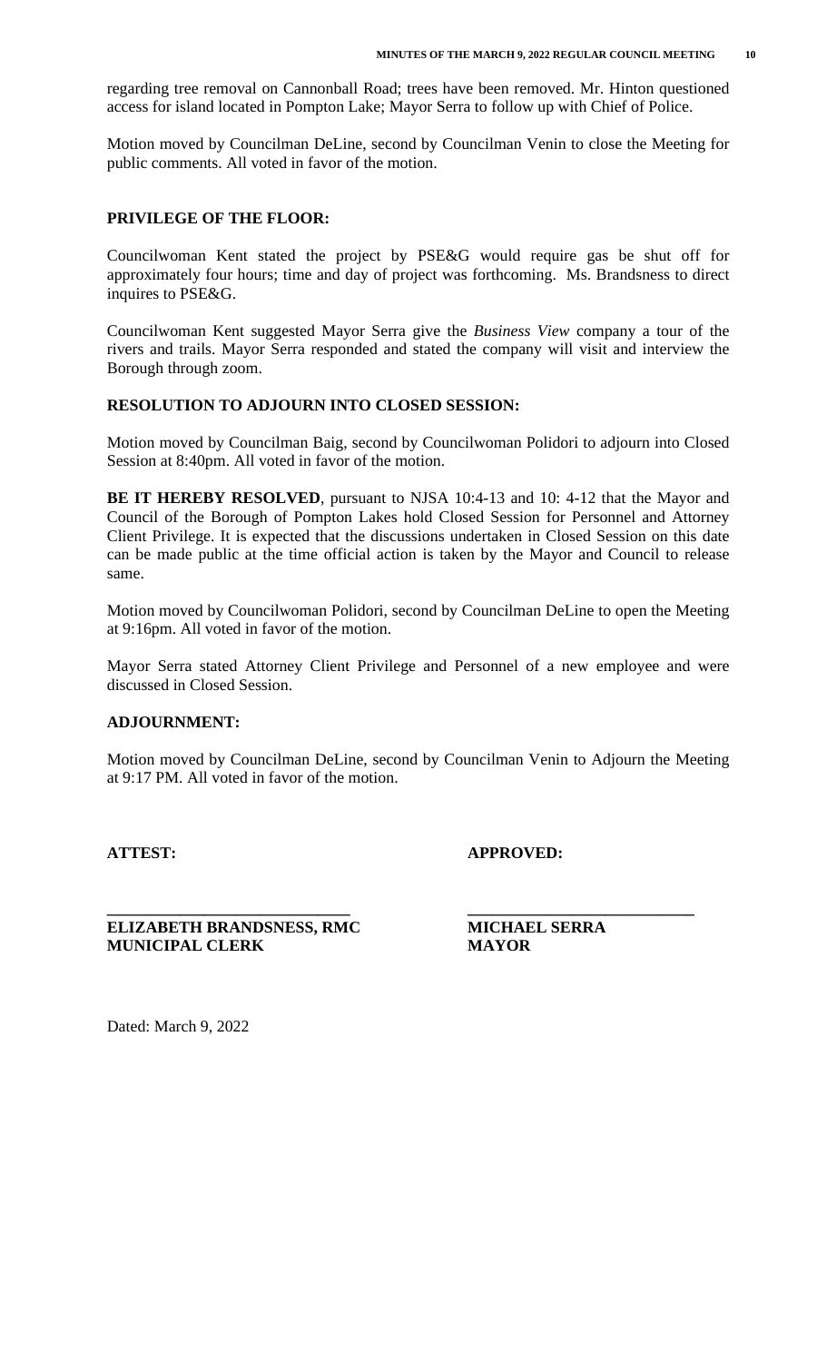regarding tree removal on Cannonball Road; trees have been removed. Mr. Hinton questioned access for island located in Pompton Lake; Mayor Serra to follow up with Chief of Police.

Motion moved by Councilman DeLine, second by Councilman Venin to close the Meeting for public comments. All voted in favor of the motion.

**PRIVILEGE OF THE FLOOR:**

Councilwoman Kent stated the project by PSE&G would require gas be shut off for approximately four hours; time and day of project was forthcoming. Ms. Brandsness to direct inquires to PSE&G.

Councilwoman Kent suggested Mayor Serra give the *Business View* company a tour of the rivers and trails. Mayor Serra responded and stated the company will visit and interview the Borough through zoom.

**RESOLUTION TO ADJOURN INTO CLOSED SESSION:**

Motion moved by Councilman Baig, second by Councilwoman Polidori to adjourn into Closed Session at 8:40pm. All voted in favor of the motion.

**BE IT HEREBY RESOLVED**, pursuant to NJSA 10:4-13 and 10: 4-12 that the Mayor and Council of the Borough of Pompton Lakes hold Closed Session for Personnel and Attorney Client Privilege. It is expected that the discussions undertaken in Closed Session on this date can be made public at the time official action is taken by the Mayor and Council to release same.

Motion moved by Councilwoman Polidori, second by Councilman DeLine to open the Meeting at 9:16pm. All voted in favor of the motion.

Mayor Serra stated Attorney Client Privilege and Personnel of a new employee and were discussed in Closed Session.

**ADJOURNMENT:**

Motion moved by Councilman DeLine, second by Councilman Venin to Adjourn the Meeting at 9:17 PM. All voted in favor of the motion.

**ATTEST:** **APPROVED:**

\_\_\_\_\_\_\_\_\_\_\_\_\_\_\_\_\_\_\_\_\_\_\_\_\_\_\_\_\_\_ \_\_\_\_\_\_\_\_\_\_\_\_\_\_\_\_\_\_\_\_\_\_\_\_\_\_\_\_

**ELIZABETH BRANDSNESS, RMC**
**MUNICIPAL CLERK**

**MICHAEL SERRA**
**MAYOR**

Dated: March 9, 2022